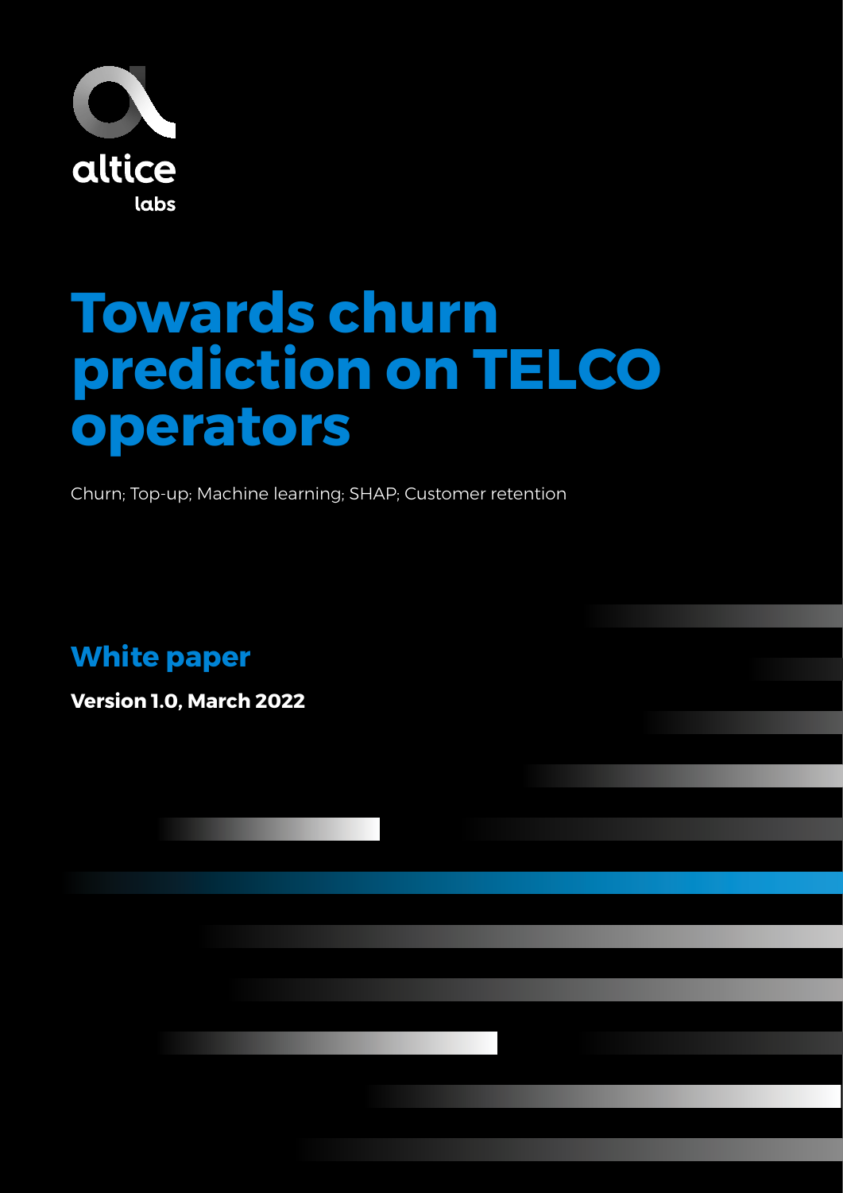altice labs

# Towards churn prediction on TELCO operators

Churn; Top-up; Machine learning; SHAP; Customer retention

## White paper

**Version 1.0, March 2022**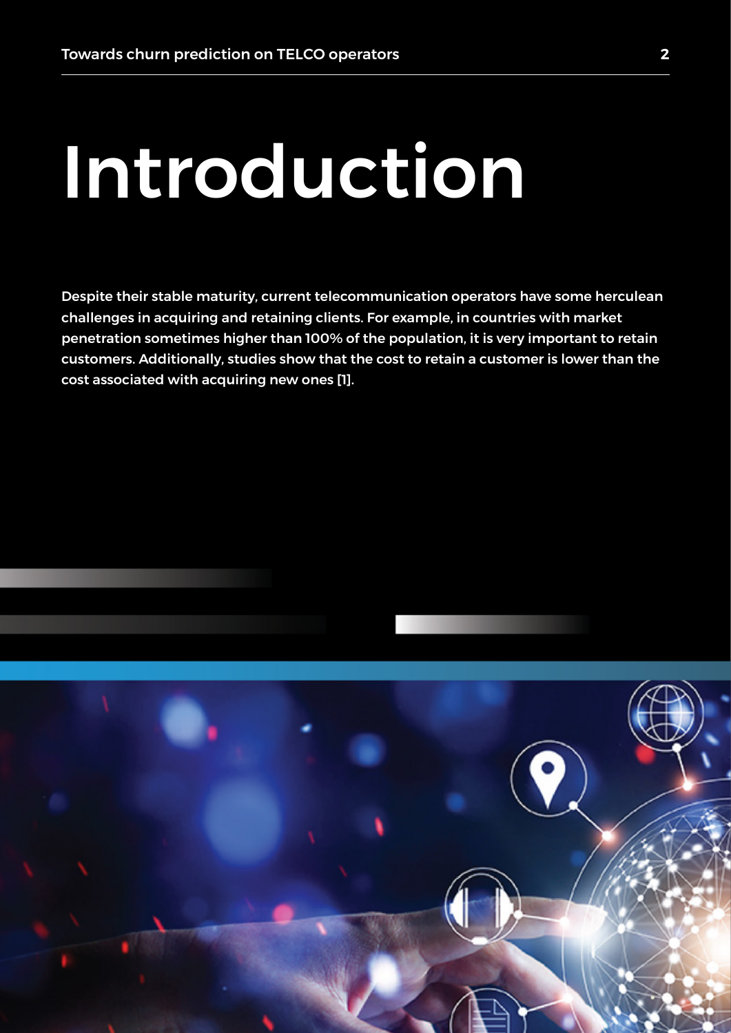# Introduction

**Despite their stable maturity, current telecommunication operators have some herculean challenges in acquiring and retaining clients. For example, in countries with market penetration sometimes higher than 100% of the population, it is very important to retain customers. Additionally, studies show that the cost to retain a customer is lower than the cost associated with acquiring new ones [1].**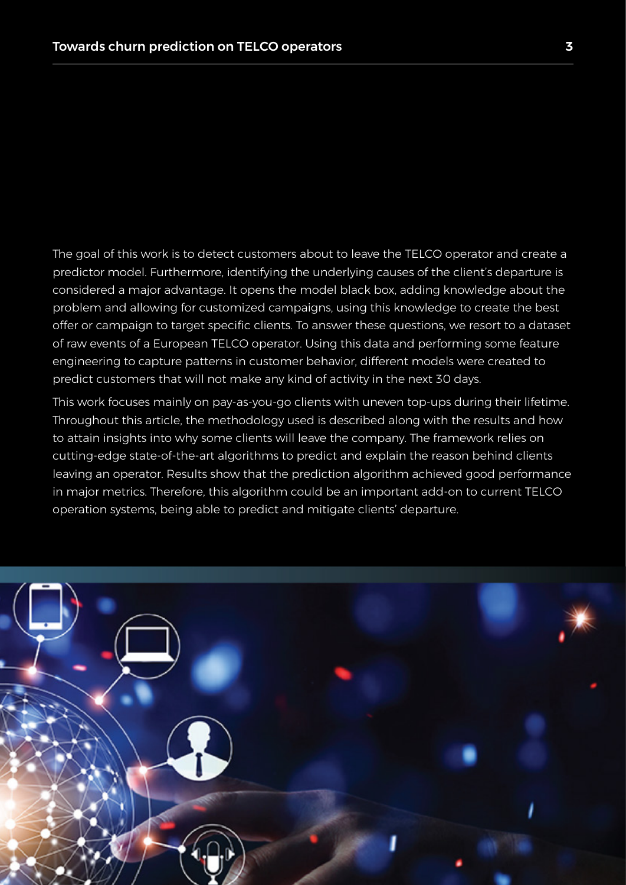The goal of this work is to detect customers about to leave the TELCO operator and create a predictor model. Furthermore, identifying the underlying causes of the client's departure is considered a major advantage. It opens the model black box, adding knowledge about the problem and allowing for customized campaigns, using this knowledge to create the best offer or campaign to target specific clients. To answer these questions, we resort to a dataset of raw events of a European TELCO operator. Using this data and performing some feature engineering to capture patterns in customer behavior, different models were created to predict customers that will not make any kind of activity in the next 30 days.

This work focuses mainly on pay-as-you-go clients with uneven top-ups during their lifetime. Throughout this article, the methodology used is described along with the results and how to attain insights into why some clients will leave the company. The framework relies on cutting-edge state-of-the-art algorithms to predict and explain the reason behind clients leaving an operator. Results show that the prediction algorithm achieved good performance in major metrics. Therefore, this algorithm could be an important add-on to current TELCO operation systems, being able to predict and mitigate clients' departure.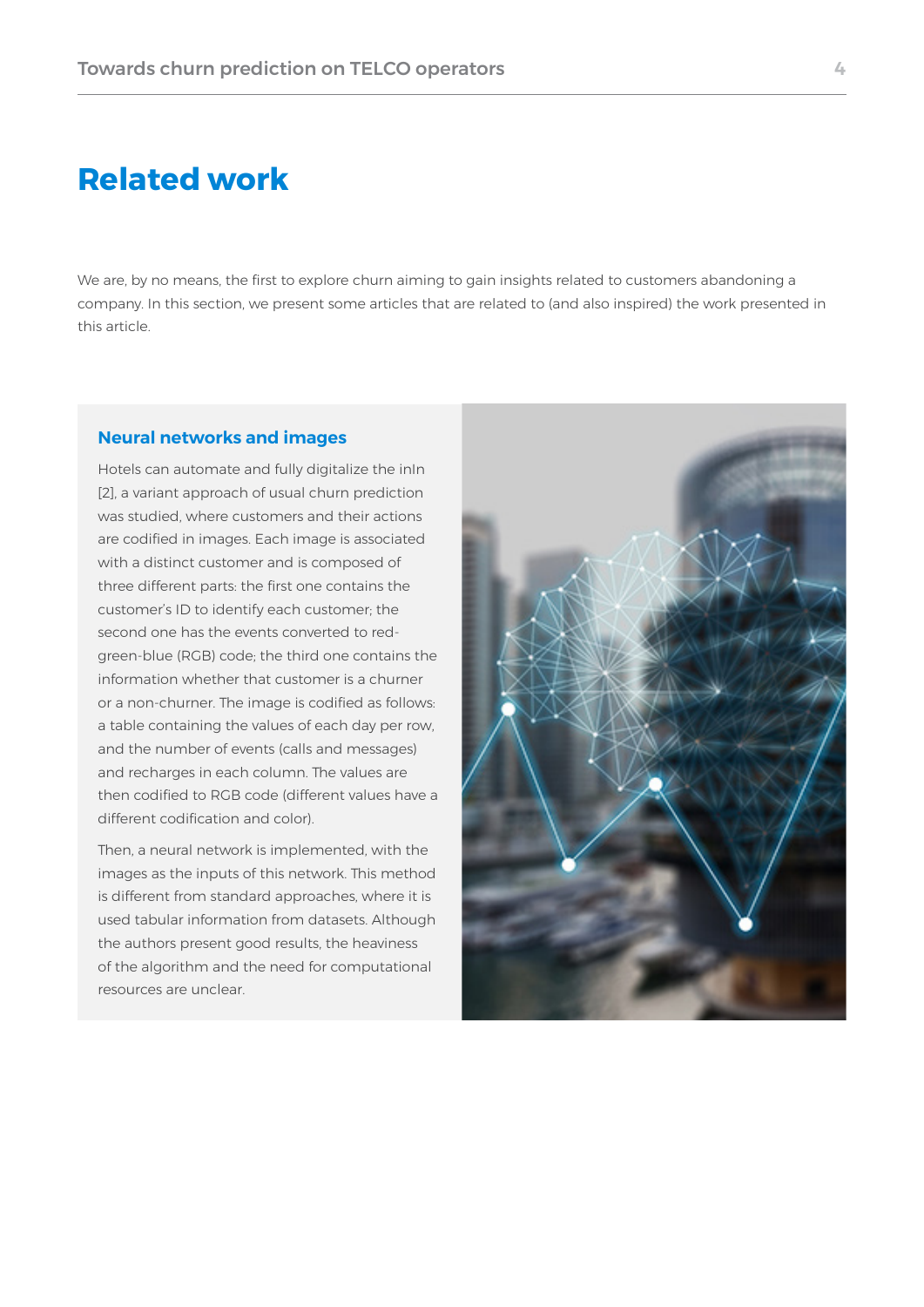# Related work

We are, by no means, the first to explore churn aiming to gain insights related to customers abandoning a company. In this section, we present some articles that are related to (and also inspired) the work presented in this article.

### Neural networks and images

Hotels can automate and fully digitalize the inIn [2], a variant approach of usual churn prediction was studied, where customers and their actions are codified in images. Each image is associated with a distinct customer and is composed of three different parts: the first one contains the customer's ID to identify each customer; the second one has the events converted to red-green-blue (RGB) code; the third one contains the information whether that customer is a churner or a non-churner. The image is codified as follows: a table containing the values of each day per row, and the number of events (calls and messages) and recharges in each column. The values are then codified to RGB code (different values have a different codification and color).

Then, a neural network is implemented, with the images as the inputs of this network. This method is different from standard approaches, where it is used tabular information from datasets. Although the authors present good results, the heaviness of the algorithm and the need for computational resources are unclear.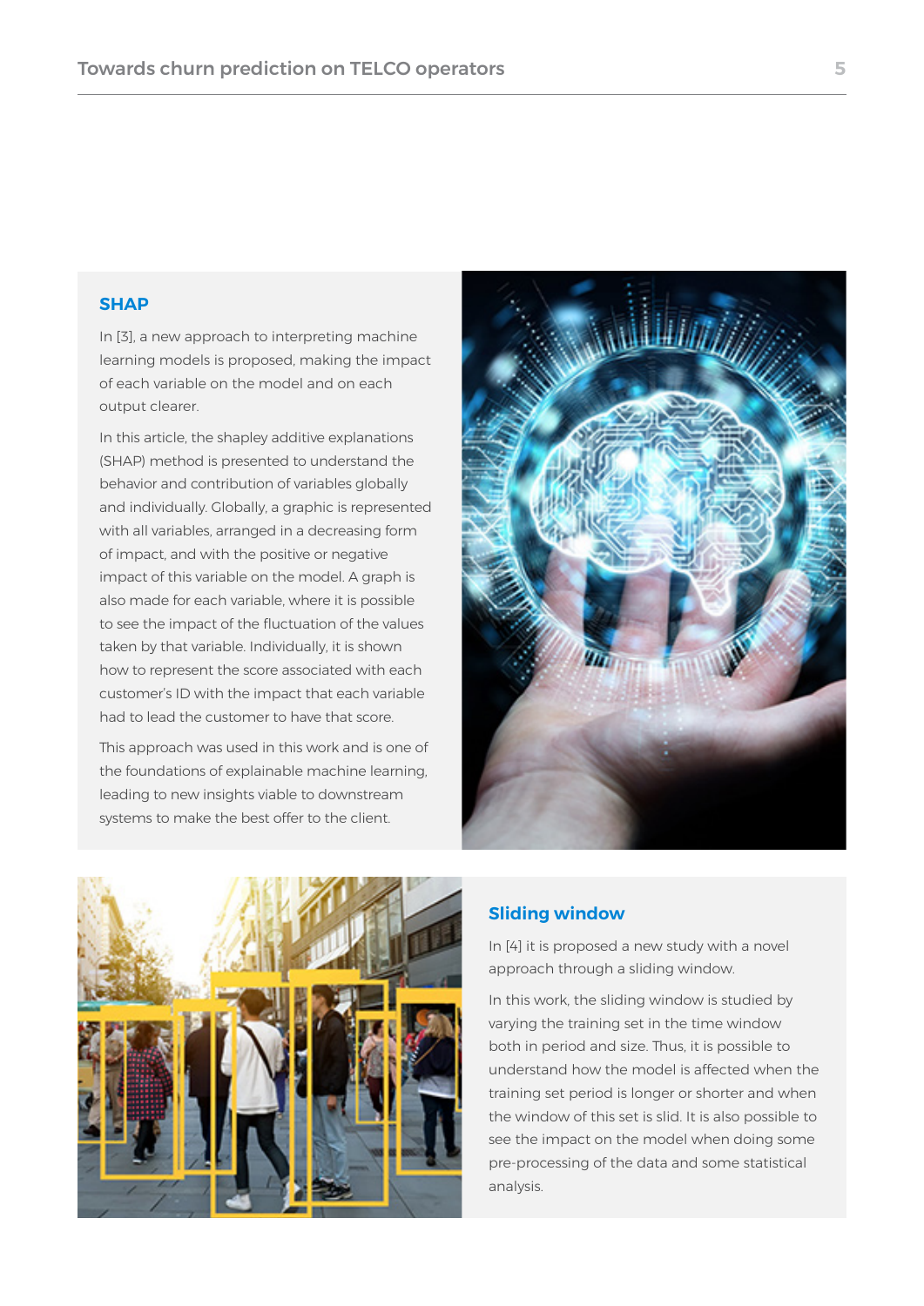## SHAP

In [3], a new approach to interpreting machine learning models is proposed, making the impact of each variable on the model and on each output clearer.

In this article, the shapley additive explanations (SHAP) method is presented to understand the behavior and contribution of variables globally and individually. Globally, a graphic is represented with all variables, arranged in a decreasing form of impact, and with the positive or negative impact of this variable on the model. A graph is also made for each variable, where it is possible to see the impact of the fluctuation of the values taken by that variable. Individually, it is shown how to represent the score associated with each customer's ID with the impact that each variable had to lead the customer to have that score.

This approach was used in this work and is one of the foundations of explainable machine learning, leading to new insights viable to downstream systems to make the best offer to the client.

## Sliding window

In [4] it is proposed a new study with a novel approach through a sliding window.

In this work, the sliding window is studied by varying the training set in the time window both in period and size. Thus, it is possible to understand how the model is affected when the training set period is longer or shorter and when the window of this set is slid. It is also possible to see the impact on the model when doing some pre-processing of the data and some statistical analysis.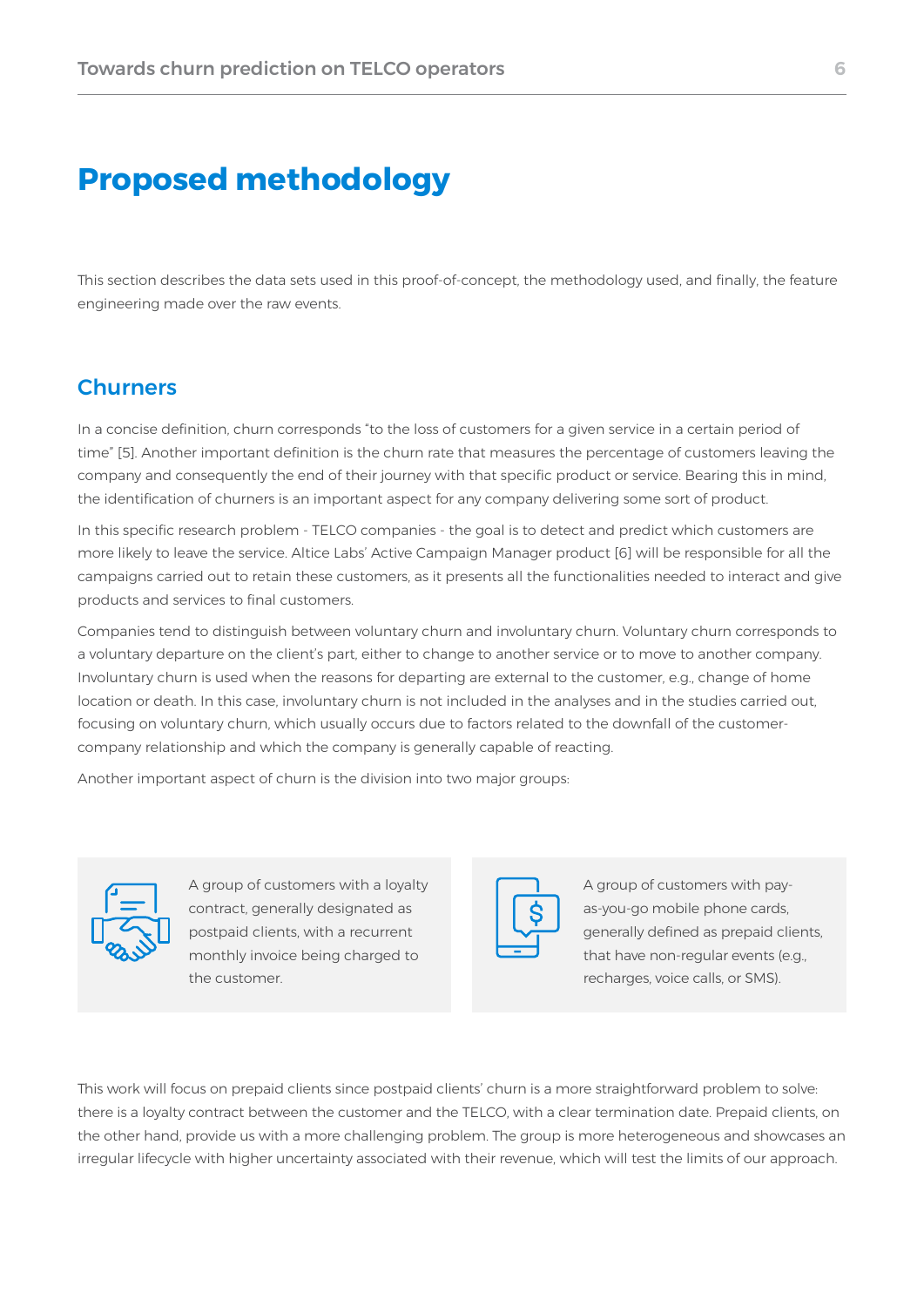# Proposed methodology

This section describes the data sets used in this proof-of-concept, the methodology used, and finally, the feature engineering made over the raw events.

## Churners

In a concise definition, churn corresponds "to the loss of customers for a given service in a certain period of time" [5]. Another important definition is the churn rate that measures the percentage of customers leaving the company and consequently the end of their journey with that specific product or service. Bearing this in mind, the identification of churners is an important aspect for any company delivering some sort of product.

In this specific research problem - TELCO companies - the goal is to detect and predict which customers are more likely to leave the service. Altice Labs' Active Campaign Manager product [6] will be responsible for all the campaigns carried out to retain these customers, as it presents all the functionalities needed to interact and give products and services to final customers.

Companies tend to distinguish between voluntary churn and involuntary churn. Voluntary churn corresponds to a voluntary departure on the client's part, either to change to another service or to move to another company. Involuntary churn is used when the reasons for departing are external to the customer, e.g., change of home location or death. In this case, involuntary churn is not included in the analyses and in the studies carried out, focusing on voluntary churn, which usually occurs due to factors related to the downfall of the customer-company relationship and which the company is generally capable of reacting.

Another important aspect of churn is the division into two major groups:

- A group of customers with a loyalty contract, generally designated as postpaid clients, with a recurrent monthly invoice being charged to the customer.
- A group of customers with pay-as-you-go mobile phone cards, generally defined as prepaid clients, that have non-regular events (e.g., recharges, voice calls, or SMS).

This work will focus on prepaid clients since postpaid clients' churn is a more straightforward problem to solve: there is a loyalty contract between the customer and the TELCO, with a clear termination date. Prepaid clients, on the other hand, provide us with a more challenging problem. The group is more heterogeneous and showcases an irregular lifecycle with higher uncertainty associated with their revenue, which will test the limits of our approach.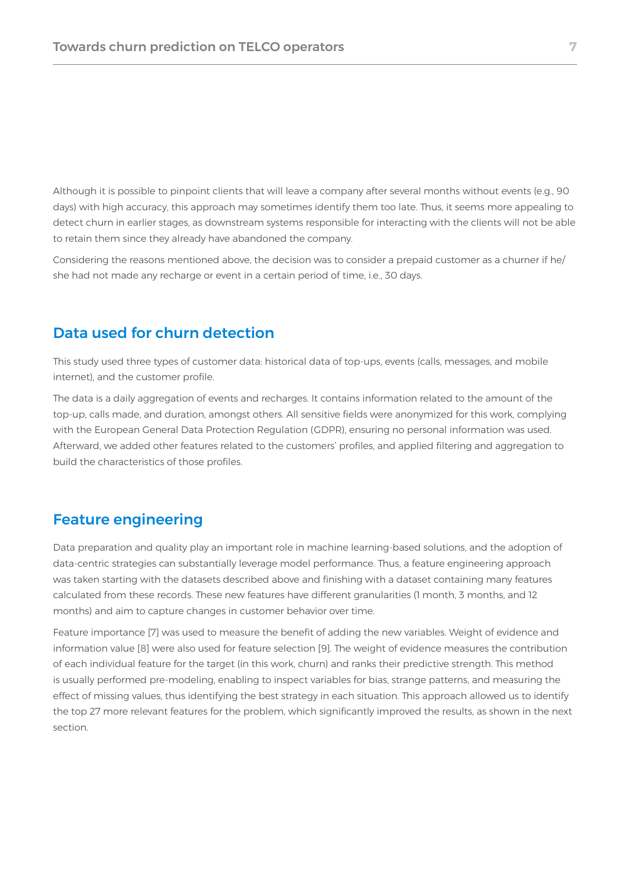Although it is possible to pinpoint clients that will leave a company after several months without events (e.g., 90 days) with high accuracy, this approach may sometimes identify them too late. Thus, it seems more appealing to detect churn in earlier stages, as downstream systems responsible for interacting with the clients will not be able to retain them since they already have abandoned the company.

Considering the reasons mentioned above, the decision was to consider a prepaid customer as a churner if he/she had not made any recharge or event in a certain period of time, i.e., 30 days.

## Data used for churn detection

This study used three types of customer data: historical data of top-ups, events (calls, messages, and mobile internet), and the customer profile.

The data is a daily aggregation of events and recharges. It contains information related to the amount of the top-up, calls made, and duration, amongst others. All sensitive fields were anonymized for this work, complying with the European General Data Protection Regulation (GDPR), ensuring no personal information was used. Afterward, we added other features related to the customers' profiles, and applied filtering and aggregation to build the characteristics of those profiles.

## Feature engineering

Data preparation and quality play an important role in machine learning-based solutions, and the adoption of data-centric strategies can substantially leverage model performance. Thus, a feature engineering approach was taken starting with the datasets described above and finishing with a dataset containing many features calculated from these records. These new features have different granularities (1 month, 3 months, and 12 months) and aim to capture changes in customer behavior over time.

Feature importance [7] was used to measure the benefit of adding the new variables. Weight of evidence and information value [8] were also used for feature selection [9]. The weight of evidence measures the contribution of each individual feature for the target (in this work, churn) and ranks their predictive strength. This method is usually performed pre-modeling, enabling to inspect variables for bias, strange patterns, and measuring the effect of missing values, thus identifying the best strategy in each situation. This approach allowed us to identify the top 27 more relevant features for the problem, which significantly improved the results, as shown in the next section.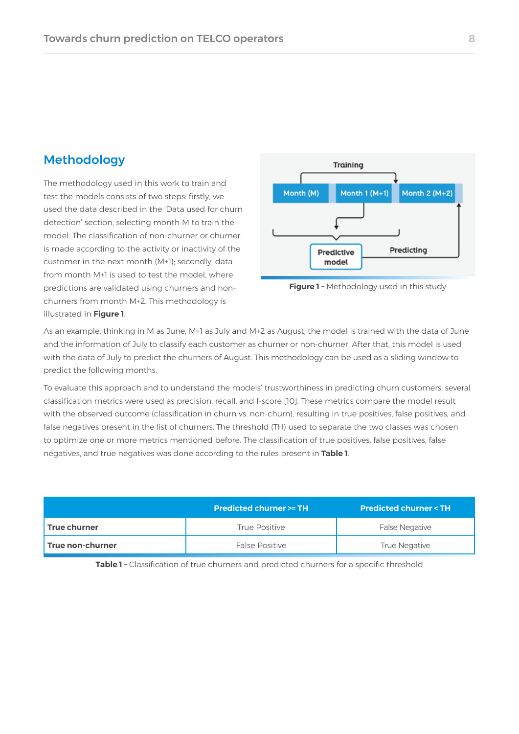## Methodology

The methodology used in this work to train and test the models consists of two steps: firstly, we used the data described in the 'Data used for churn detection' section, selecting month M to train the model. The classification of non-churner or churner is made according to the activity or inactivity of the customer in the next month (M+1); secondly, data from month M+1 is used to test the model, where predictions are validated using churners and non-churners from month M+2. This methodology is illustrated in **Figure 1**.

**Figure 1 –** Methodology used in this study

As an example, thinking in M as June, M+1 as July and M+2 as August, the model is trained with the data of June and the information of July to classify each customer as churner or non-churner. After that, this model is used with the data of July to predict the churners of August. This methodology can be used as a sliding window to predict the following months.

To evaluate this approach and to understand the models' trustworthiness in predicting churn customers, several classification metrics were used as precision, recall, and f-score [10]. These metrics compare the model result with the observed outcome (classification in churn vs. non-churn), resulting in true positives, false positives, and false negatives present in the list of churners. The threshold (TH) used to separate the two classes was chosen to optimize one or more metrics mentioned before. The classification of true positives, false positives, false negatives, and true negatives was done according to the rules present in **Table 1**.

| | Predicted churner >= TH | Predicted churner < TH |
|---|---|---|
| **True churner** | True Positive | False Negative |
| **True non-churner** | False Positive | True Negative |

**Table 1 –** Classification of true churners and predicted churners for a specific threshold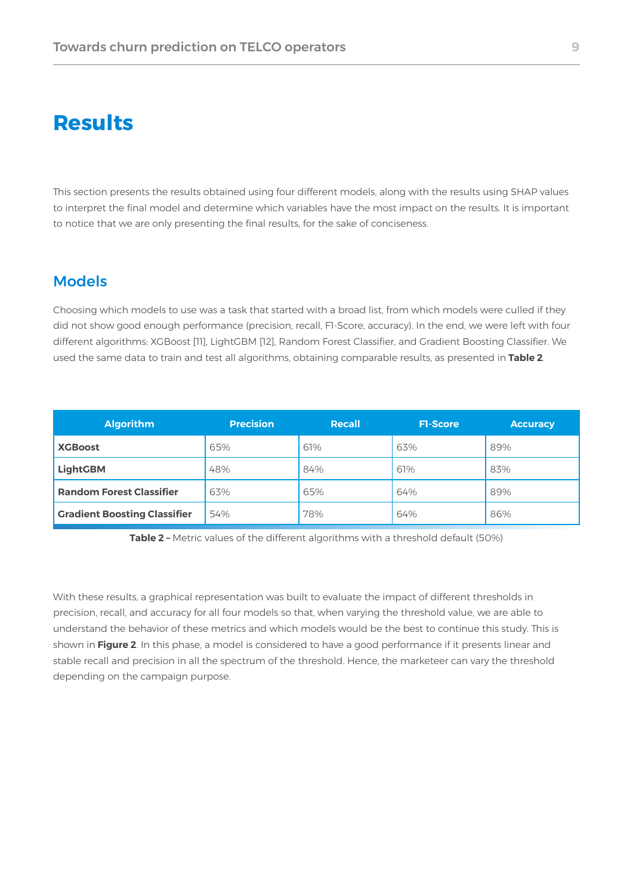# Results

This section presents the results obtained using four different models, along with the results using SHAP values to interpret the final model and determine which variables have the most impact on the results. It is important to notice that we are only presenting the final results, for the sake of conciseness.

## Models

Choosing which models to use was a task that started with a broad list, from which models were culled if they did not show good enough performance (precision, recall, F1-Score, accuracy). In the end, we were left with four different algorithms: XGBoost [11], LightGBM [12], Random Forest Classifier, and Gradient Boosting Classifier. We used the same data to train and test all algorithms, obtaining comparable results, as presented in **Table 2**.

| Algorithm | Precision | Recall | F1-Score | Accuracy |
|---|---|---|---|---|
| **XGBoost** | 65% | 61% | 63% | 89% |
| **LightGBM** | 48% | 84% | 61% | 83% |
| **Random Forest Classifier** | 63% | 65% | 64% | 89% |
| **Gradient Boosting Classifier** | 54% | 78% | 64% | 86% |

**Table 2 –** Metric values of the different algorithms with a threshold default (50%)

With these results, a graphical representation was built to evaluate the impact of different thresholds in precision, recall, and accuracy for all four models so that, when varying the threshold value, we are able to understand the behavior of these metrics and which models would be the best to continue this study. This is shown in **Figure 2**. In this phase, a model is considered to have a good performance if it presents linear and stable recall and precision in all the spectrum of the threshold. Hence, the marketeer can vary the threshold depending on the campaign purpose.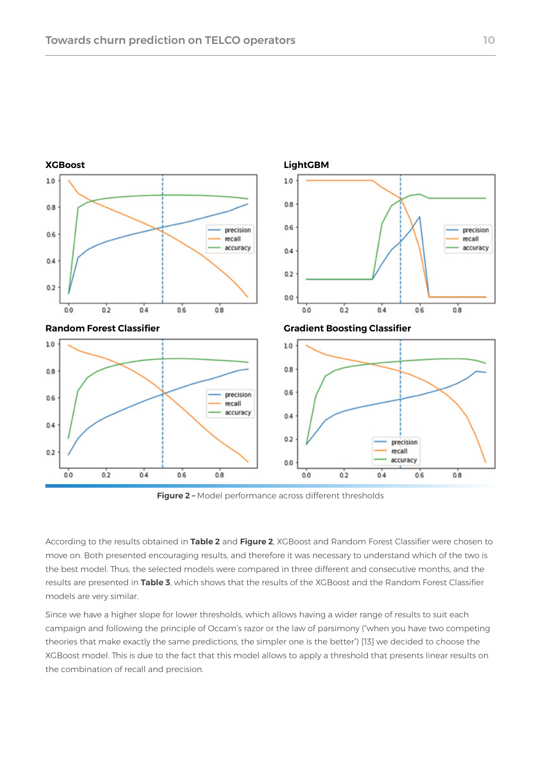Figure 2 – Model performance across different thresholds

According to the results obtained in **Table 2** and **Figure 2**, XGBoost and Random Forest Classifier were chosen to move on. Both presented encouraging results, and therefore it was necessary to understand which of the two is the best model. Thus, the selected models were compared in three different and consecutive months, and the results are presented in **Table 3**, which shows that the results of the XGBoost and the Random Forest Classifier models are very similar.

Since we have a higher slope for lower thresholds, which allows having a wider range of results to suit each campaign and following the principle of Occam's razor or the law of parsimony ("when you have two competing theories that make exactly the same predictions, the simpler one is the better") [13] we decided to choose the XGBoost model. This is due to the fact that this model allows to apply a threshold that presents linear results on the combination of recall and precision.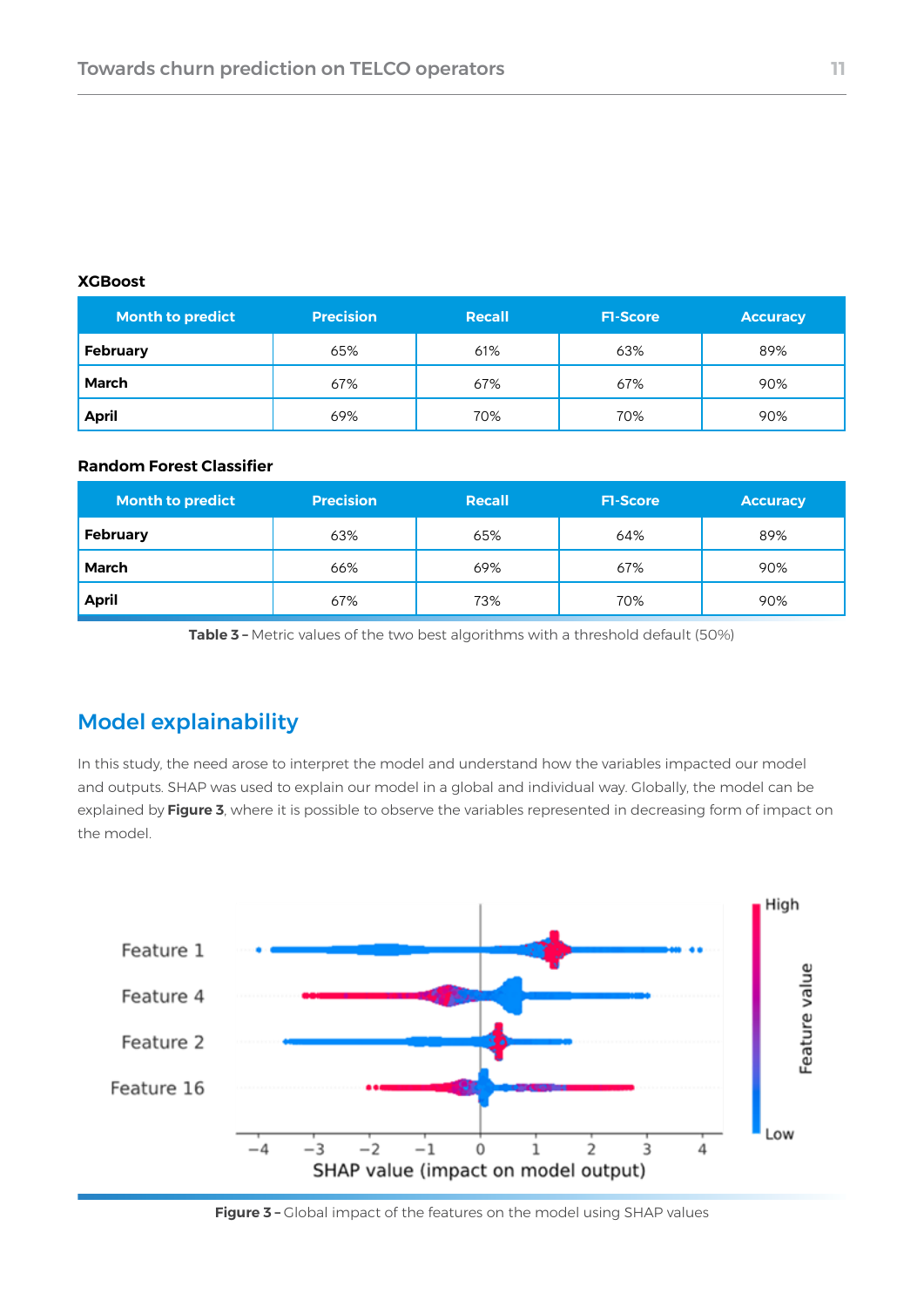**XGBoost**

| Month to predict | Precision | Recall | F1-Score | Accuracy |
|---|---|---|---|---|
| **February** | 65% | 61% | 63% | 89% |
| **March** | 67% | 67% | 67% | 90% |
| **April** | 69% | 70% | 70% | 90% |

**Random Forest Classifier**

| Month to predict | Precision | Recall | F1-Score | Accuracy |
|---|---|---|---|---|
| **February** | 63% | 65% | 64% | 89% |
| **March** | 66% | 69% | 67% | 90% |
| **April** | 67% | 73% | 70% | 90% |

**Table 3 –** Metric values of the two best algorithms with a threshold default (50%)

## Model explainability

In this study, the need arose to interpret the model and understand how the variables impacted our model and outputs. SHAP was used to explain our model in a global and individual way. Globally, the model can be explained by **Figure 3**, where it is possible to observe the variables represented in decreasing form of impact on the model.

**Figure 3 –** Global impact of the features on the model using SHAP values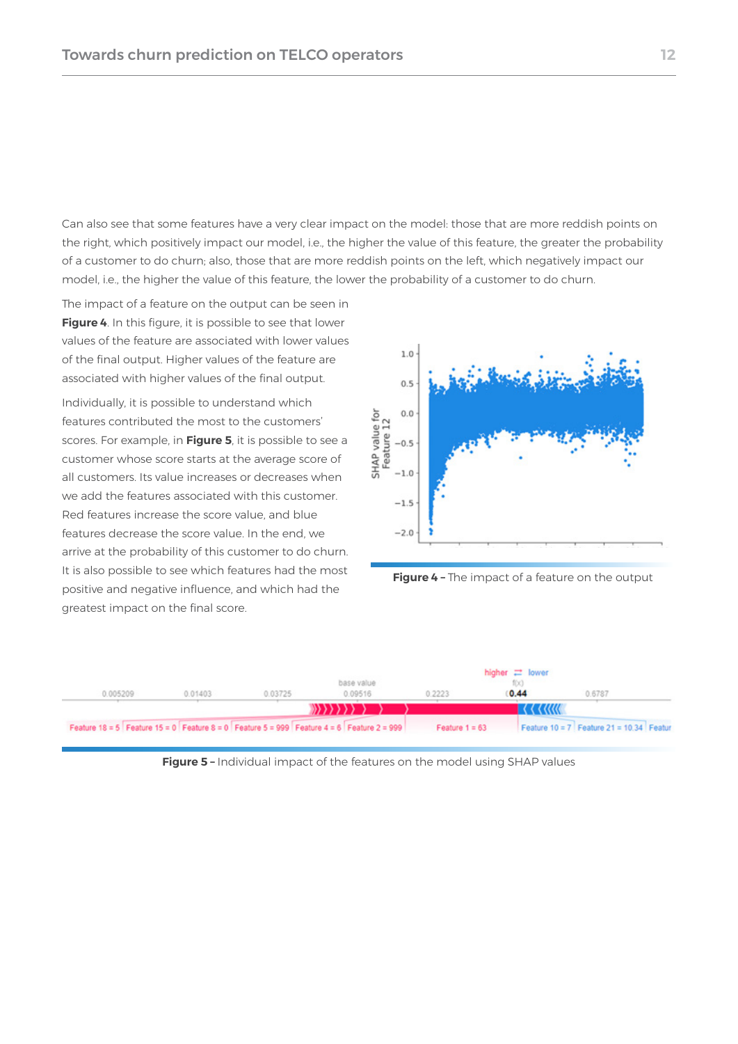Can also see that some features have a very clear impact on the model: those that are more reddish points on the right, which positively impact our model, i.e., the higher the value of this feature, the greater the probability of a customer to do churn; also, those that are more reddish points on the left, which negatively impact our model, i.e., the higher the value of this feature, the lower the probability of a customer to do churn.

The impact of a feature on the output can be seen in **Figure 4**. In this figure, it is possible to see that lower values of the feature are associated with lower values of the final output. Higher values of the feature are associated with higher values of the final output.

Individually, it is possible to understand which features contributed the most to the customers' scores. For example, in **Figure 5**, it is possible to see a customer whose score starts at the average score of all customers. Its value increases or decreases when we add the features associated with this customer. Red features increase the score value, and blue features decrease the score value. In the end, we arrive at the probability of this customer to do churn. It is also possible to see which features had the most positive and negative influence, and which had the greatest impact on the final score.

**Figure 4 –** The impact of a feature on the output

**Figure 5 –** Individual impact of the features on the model using SHAP values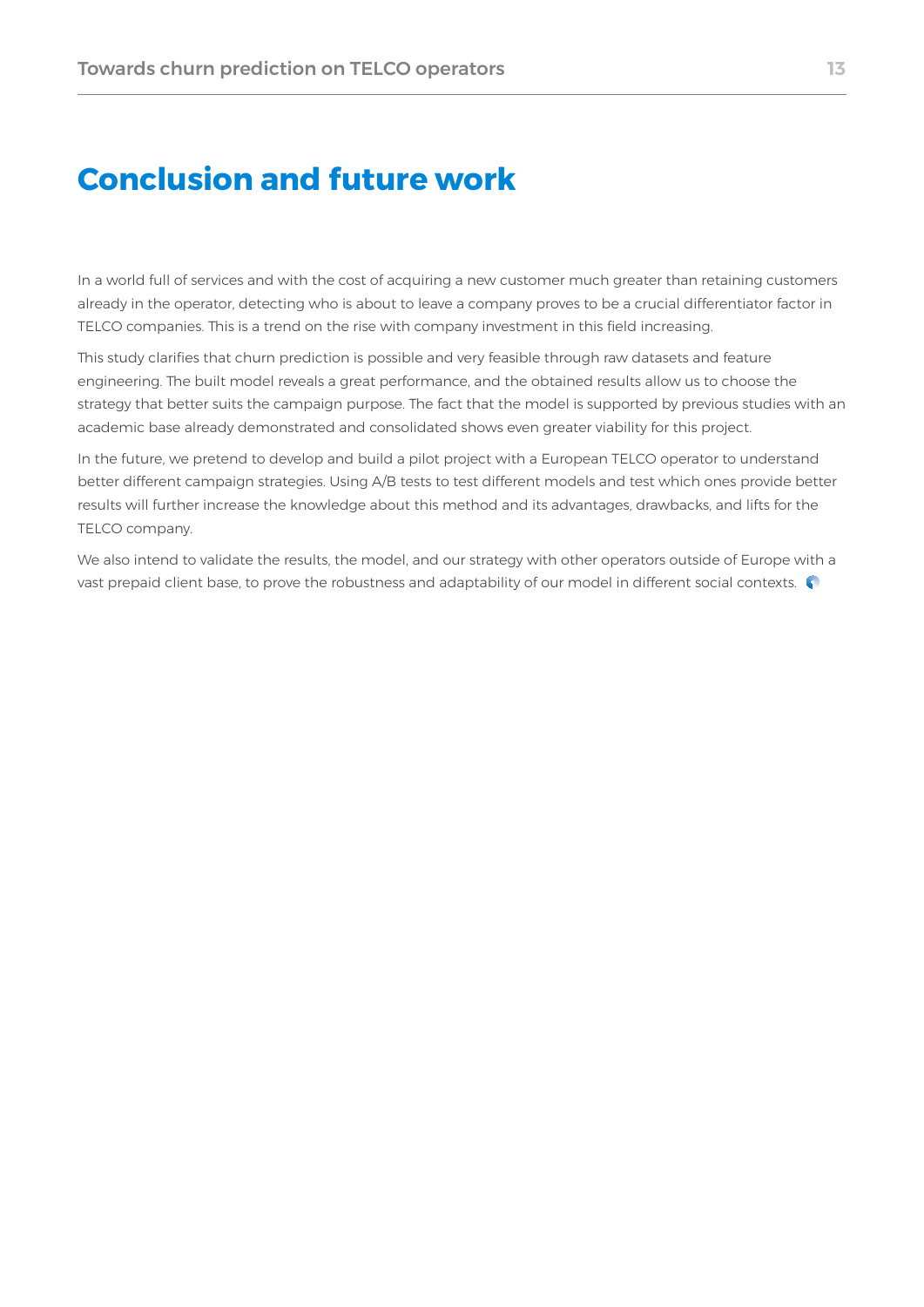# Conclusion and future work

In a world full of services and with the cost of acquiring a new customer much greater than retaining customers already in the operator, detecting who is about to leave a company proves to be a crucial differentiator factor in TELCO companies. This is a trend on the rise with company investment in this field increasing.

This study clarifies that churn prediction is possible and very feasible through raw datasets and feature engineering. The built model reveals a great performance, and the obtained results allow us to choose the strategy that better suits the campaign purpose. The fact that the model is supported by previous studies with an academic base already demonstrated and consolidated shows even greater viability for this project.

In the future, we pretend to develop and build a pilot project with a European TELCO operator to understand better different campaign strategies. Using A/B tests to test different models and test which ones provide better results will further increase the knowledge about this method and its advantages, drawbacks, and lifts for the TELCO company.

We also intend to validate the results, the model, and our strategy with other operators outside of Europe with a vast prepaid client base, to prove the robustness and adaptability of our model in different social contexts.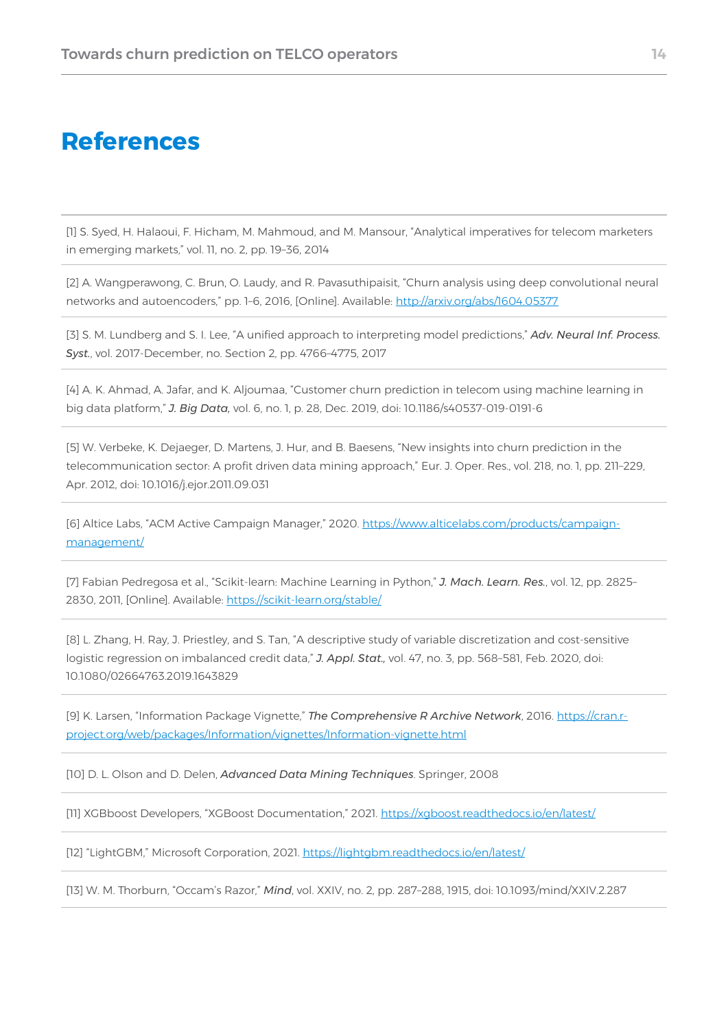# References

[1] S. Syed, H. Halaoui, F. Hicham, M. Mahmoud, and M. Mansour, "Analytical imperatives for telecom marketers in emerging markets," vol. 11, no. 2, pp. 19–36, 2014

[2] A. Wangperawong, C. Brun, O. Laudy, and R. Pavasuthipaisit, "Churn analysis using deep convolutional neural networks and autoencoders," pp. 1–6, 2016, [Online]. Available: http://arxiv.org/abs/1604.05377

[3] S. M. Lundberg and S. I. Lee, "A unified approach to interpreting model predictions," ***Adv. Neural Inf. Process. Syst.***, vol. 2017-December, no. Section 2, pp. 4766–4775, 2017

[4] A. K. Ahmad, A. Jafar, and K. Aljoumaa, "Customer churn prediction in telecom using machine learning in big data platform," ***J. Big Data,*** vol. 6, no. 1, p. 28, Dec. 2019, doi: 10.1186/s40537-019-0191-6

[5] W. Verbeke, K. Dejaeger, D. Martens, J. Hur, and B. Baesens, "New insights into churn prediction in the telecommunication sector: A profit driven data mining approach," Eur. J. Oper. Res., vol. 218, no. 1, pp. 211–229, Apr. 2012, doi: 10.1016/j.ejor.2011.09.031

[6] Altice Labs, "ACM Active Campaign Manager," 2020. https://www.alticelabs.com/products/campaign-management/

[7] Fabian Pedregosa et al., "Scikit-learn: Machine Learning in Python," ***J. Mach. Learn. Res.***, vol. 12, pp. 2825–2830, 2011, [Online]. Available: https://scikit-learn.org/stable/

[8] L. Zhang, H. Ray, J. Priestley, and S. Tan, "A descriptive study of variable discretization and cost-sensitive logistic regression on imbalanced credit data," ***J. Appl. Stat.,*** vol. 47, no. 3, pp. 568–581, Feb. 2020, doi: 10.1080/02664763.2019.1643829

[9] K. Larsen, "Information Package Vignette," ***The Comprehensive R Archive Network***, 2016. https://cran.r-project.org/web/packages/Information/vignettes/Information-vignette.html

[10] D. L. Olson and D. Delen, ***Advanced Data Mining Techniques***. Springer, 2008

[11] XGBboost Developers, "XGBoost Documentation," 2021. https://xgboost.readthedocs.io/en/latest/

[12] "LightGBM," Microsoft Corporation, 2021. https://lightgbm.readthedocs.io/en/latest/

[13] W. M. Thorburn, "Occam's Razor," ***Mind***, vol. XXIV, no. 2, pp. 287–288, 1915, doi: 10.1093/mind/XXIV.2.287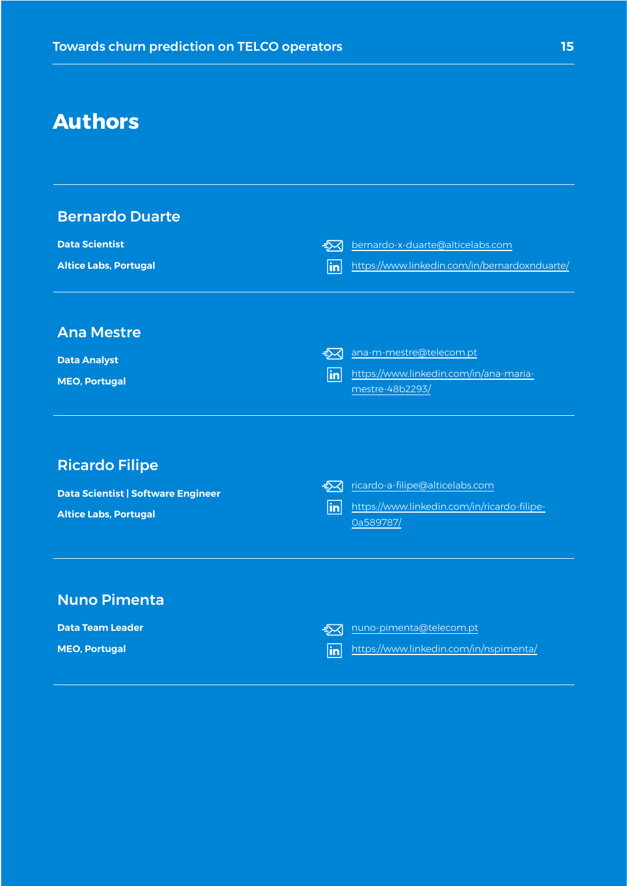# Authors

## Bernardo Duarte

**Data Scientist**

**Altice Labs, Portugal**

bernardo-x-duarte@alticelabs.com

https://www.linkedin.com/in/bernardoxnduarte/

---

## Ana Mestre

**Data Analyst**

**MEO, Portugal**

ana-m-mestre@telecom.pt

https://www.linkedin.com/in/ana-maria-mestre-48b2293/

---

## Ricardo Filipe

**Data Scientist | Software Engineer**

**Altice Labs, Portugal**

ricardo-a-filipe@alticelabs.com

https://www.linkedin.com/in/ricardo-filipe-0a589787/

---

## Nuno Pimenta

**Data Team Leader**

**MEO, Portugal**

nuno-pimenta@telecom.pt

https://www.linkedin.com/in/nspimenta/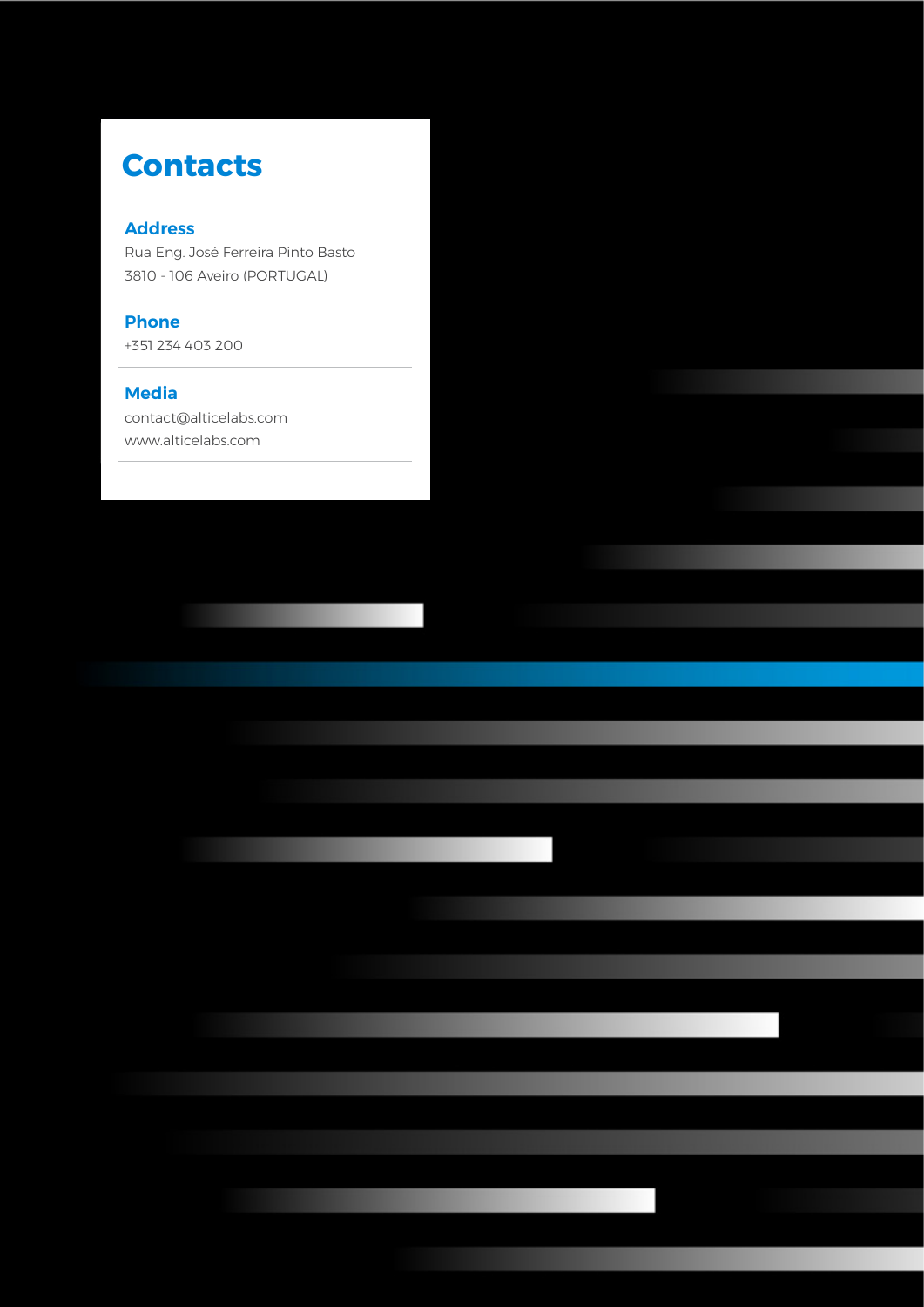# Contacts

### Address

Rua Eng. José Ferreira Pinto Basto
3810 - 106 Aveiro (PORTUGAL)

### Phone

+351 234 403 200

### Media

contact@alticelabs.com
www.alticelabs.com